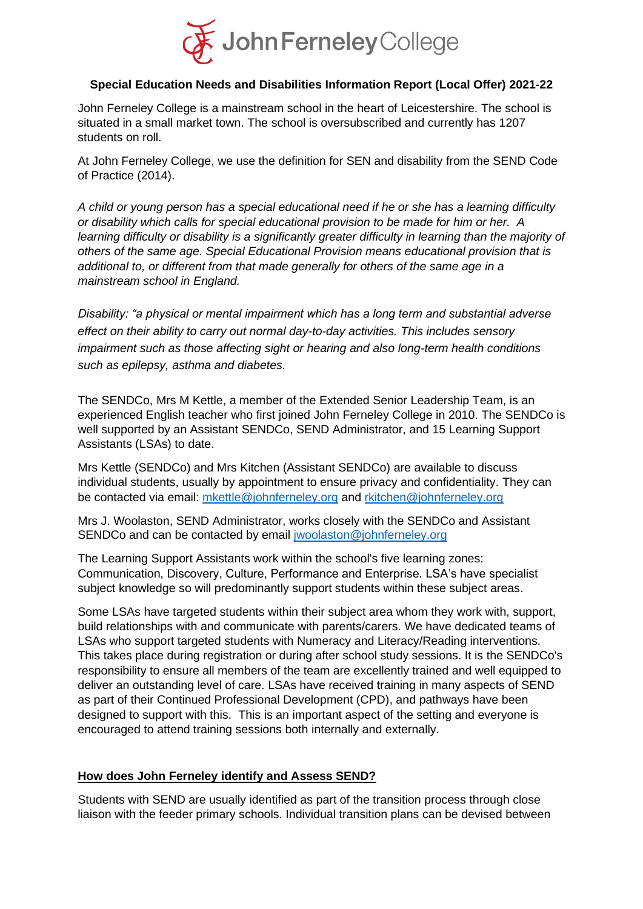# John Ferneley College

**Special Education Needs and Disabilities Information Report (Local Offer) 2021-22**

John Ferneley College is a mainstream school in the heart of Leicestershire. The school is situated in a small market town. The school is oversubscribed and currently has 1207 students on roll.

At John Ferneley College, we use the definition for SEN and disability from the SEND Code of Practice (2014).

*A child or young person has a special educational need if he or she has a learning difficulty or disability which calls for special educational provision to be made for him or her. A learning difficulty or disability is a significantly greater difficulty in learning than the majority of others of the same age. Special Educational Provision means educational provision that is additional to, or different from that made generally for others of the same age in a mainstream school in England.*

*Disability: "a physical or mental impairment which has a long term and substantial adverse effect on their ability to carry out normal day-to-day activities. This includes sensory impairment such as those affecting sight or hearing and also long-term health conditions such as epilepsy, asthma and diabetes.*

The SENDCo, Mrs M Kettle, a member of the Extended Senior Leadership Team, is an experienced English teacher who first joined John Ferneley College in 2010. The SENDCo is well supported by an Assistant SENDCo, SEND Administrator, and 15 Learning Support Assistants (LSAs) to date.

Mrs Kettle (SENDCo) and Mrs Kitchen (Assistant SENDCo) are available to discuss individual students, usually by appointment to ensure privacy and confidentiality. They can be contacted via email: mkettle@johnferneley.org and rkitchen@johnferneley.org

Mrs J. Woolaston, SEND Administrator, works closely with the SENDCo and Assistant SENDCo and can be contacted by email jwoolaston@johnferneley.org

The Learning Support Assistants work within the school's five learning zones: Communication, Discovery, Culture, Performance and Enterprise. LSA's have specialist subject knowledge so will predominantly support students within these subject areas.

Some LSAs have targeted students within their subject area whom they work with, support, build relationships with and communicate with parents/carers. We have dedicated teams of LSAs who support targeted students with Numeracy and Literacy/Reading interventions. This takes place during registration or during after school study sessions. It is the SENDCo's responsibility to ensure all members of the team are excellently trained and well equipped to deliver an outstanding level of care. LSAs have received training in many aspects of SEND as part of their Continued Professional Development (CPD), and pathways have been designed to support with this. This is an important aspect of the setting and everyone is encouraged to attend training sessions both internally and externally.

## How does John Ferneley identify and Assess SEND?

Students with SEND are usually identified as part of the transition process through close liaison with the feeder primary schools. Individual transition plans can be devised between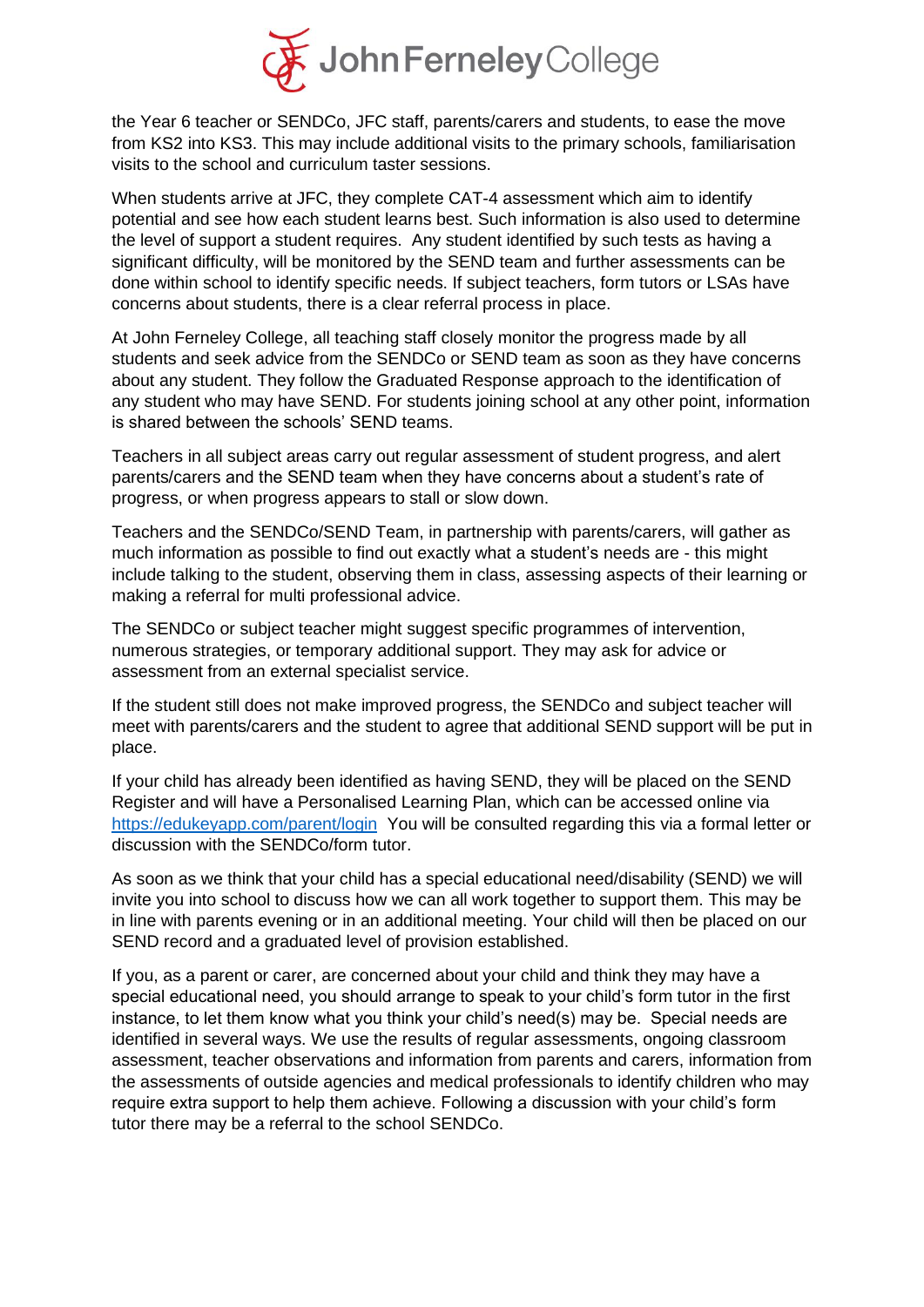the Year 6 teacher or SENDCo, JFC staff, parents/carers and students, to ease the move from KS2 into KS3. This may include additional visits to the primary schools, familiarisation visits to the school and curriculum taster sessions.

When students arrive at JFC, they complete CAT-4 assessment which aim to identify potential and see how each student learns best. Such information is also used to determine the level of support a student requires. Any student identified by such tests as having a significant difficulty, will be monitored by the SEND team and further assessments can be done within school to identify specific needs. If subject teachers, form tutors or LSAs have concerns about students, there is a clear referral process in place.

At John Ferneley College, all teaching staff closely monitor the progress made by all students and seek advice from the SENDCo or SEND team as soon as they have concerns about any student. They follow the Graduated Response approach to the identification of any student who may have SEND. For students joining school at any other point, information is shared between the schools' SEND teams.

Teachers in all subject areas carry out regular assessment of student progress, and alert parents/carers and the SEND team when they have concerns about a student's rate of progress, or when progress appears to stall or slow down.

Teachers and the SENDCo/SEND Team, in partnership with parents/carers, will gather as much information as possible to find out exactly what a student's needs are - this might include talking to the student, observing them in class, assessing aspects of their learning or making a referral for multi professional advice.

The SENDCo or subject teacher might suggest specific programmes of intervention, numerous strategies, or temporary additional support. They may ask for advice or assessment from an external specialist service.

If the student still does not make improved progress, the SENDCo and subject teacher will meet with parents/carers and the student to agree that additional SEND support will be put in place.

If your child has already been identified as having SEND, they will be placed on the SEND Register and will have a Personalised Learning Plan, which can be accessed online via [https://edukeyapp.com/parent/login](https://edukeyapp.com/parent/login) You will be consulted regarding this via a formal letter or discussion with the SENDCo/form tutor.

As soon as we think that your child has a special educational need/disability (SEND) we will invite you into school to discuss how we can all work together to support them. This may be in line with parents evening or in an additional meeting. Your child will then be placed on our SEND record and a graduated level of provision established.

If you, as a parent or carer, are concerned about your child and think they may have a special educational need, you should arrange to speak to your child's form tutor in the first instance, to let them know what you think your child's need(s) may be. Special needs are identified in several ways. We use the results of regular assessments, ongoing classroom assessment, teacher observations and information from parents and carers, information from the assessments of outside agencies and medical professionals to identify children who may require extra support to help them achieve. Following a discussion with your child's form tutor there may be a referral to the school SENDCo.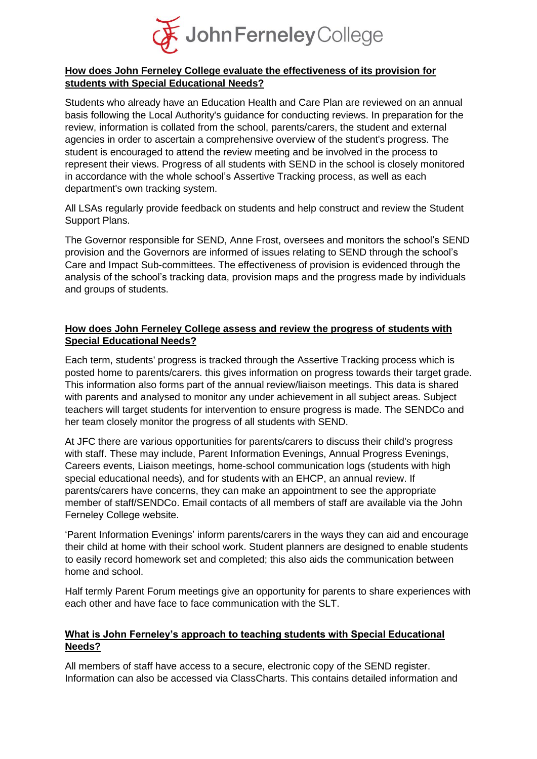## How does John Ferneley College evaluate the effectiveness of its provision for students with Special Educational Needs?

Students who already have an Education Health and Care Plan are reviewed on an annual basis following the Local Authority's guidance for conducting reviews. In preparation for the review, information is collated from the school, parents/carers, the student and external agencies in order to ascertain a comprehensive overview of the student's progress. The student is encouraged to attend the review meeting and be involved in the process to represent their views. Progress of all students with SEND in the school is closely monitored in accordance with the whole school's Assertive Tracking process, as well as each department's own tracking system.

All LSAs regularly provide feedback on students and help construct and review the Student Support Plans.

The Governor responsible for SEND, Anne Frost, oversees and monitors the school's SEND provision and the Governors are informed of issues relating to SEND through the school's Care and Impact Sub-committees. The effectiveness of provision is evidenced through the analysis of the school's tracking data, provision maps and the progress made by individuals and groups of students.

## How does John Ferneley College assess and review the progress of students with Special Educational Needs?

Each term, students' progress is tracked through the Assertive Tracking process which is posted home to parents/carers. this gives information on progress towards their target grade. This information also forms part of the annual review/liaison meetings. This data is shared with parents and analysed to monitor any under achievement in all subject areas. Subject teachers will target students for intervention to ensure progress is made. The SENDCo and her team closely monitor the progress of all students with SEND.

At JFC there are various opportunities for parents/carers to discuss their child's progress with staff. These may include, Parent Information Evenings, Annual Progress Evenings, Careers events, Liaison meetings, home-school communication logs (students with high special educational needs), and for students with an EHCP, an annual review. If parents/carers have concerns, they can make an appointment to see the appropriate member of staff/SENDCo. Email contacts of all members of staff are available via the John Ferneley College website.

'Parent Information Evenings' inform parents/carers in the ways they can aid and encourage their child at home with their school work. Student planners are designed to enable students to easily record homework set and completed; this also aids the communication between home and school.

Half termly Parent Forum meetings give an opportunity for parents to share experiences with each other and have face to face communication with the SLT.

## What is John Ferneley's approach to teaching students with Special Educational Needs?

All members of staff have access to a secure, electronic copy of the SEND register. Information can also be accessed via ClassCharts. This contains detailed information and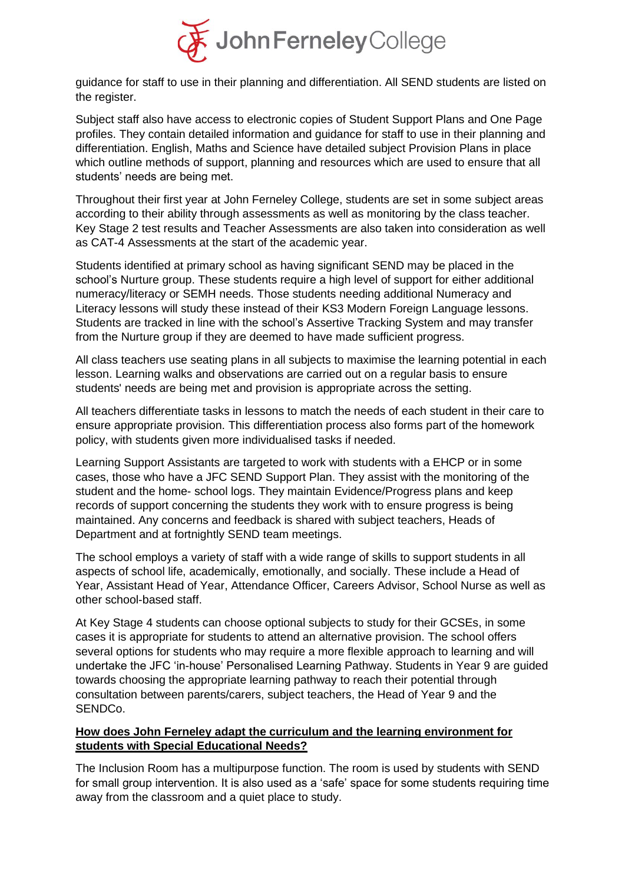guidance for staff to use in their planning and differentiation. All SEND students are listed on the register.

Subject staff also have access to electronic copies of Student Support Plans and One Page profiles. They contain detailed information and guidance for staff to use in their planning and differentiation. English, Maths and Science have detailed subject Provision Plans in place which outline methods of support, planning and resources which are used to ensure that all students' needs are being met.

Throughout their first year at John Ferneley College, students are set in some subject areas according to their ability through assessments as well as monitoring by the class teacher. Key Stage 2 test results and Teacher Assessments are also taken into consideration as well as CAT-4 Assessments at the start of the academic year.

Students identified at primary school as having significant SEND may be placed in the school's Nurture group. These students require a high level of support for either additional numeracy/literacy or SEMH needs. Those students needing additional Numeracy and Literacy lessons will study these instead of their KS3 Modern Foreign Language lessons. Students are tracked in line with the school's Assertive Tracking System and may transfer from the Nurture group if they are deemed to have made sufficient progress.

All class teachers use seating plans in all subjects to maximise the learning potential in each lesson. Learning walks and observations are carried out on a regular basis to ensure students' needs are being met and provision is appropriate across the setting.

All teachers differentiate tasks in lessons to match the needs of each student in their care to ensure appropriate provision. This differentiation process also forms part of the homework policy, with students given more individualised tasks if needed.

Learning Support Assistants are targeted to work with students with a EHCP or in some cases, those who have a JFC SEND Support Plan. They assist with the monitoring of the student and the home- school logs. They maintain Evidence/Progress plans and keep records of support concerning the students they work with to ensure progress is being maintained. Any concerns and feedback is shared with subject teachers, Heads of Department and at fortnightly SEND team meetings.

The school employs a variety of staff with a wide range of skills to support students in all aspects of school life, academically, emotionally, and socially. These include a Head of Year, Assistant Head of Year, Attendance Officer, Careers Advisor, School Nurse as well as other school-based staff.

At Key Stage 4 students can choose optional subjects to study for their GCSEs, in some cases it is appropriate for students to attend an alternative provision. The school offers several options for students who may require a more flexible approach to learning and will undertake the JFC 'in-house' Personalised Learning Pathway. Students in Year 9 are guided towards choosing the appropriate learning pathway to reach their potential through consultation between parents/carers, subject teachers, the Head of Year 9 and the SENDCo.

**How does John Ferneley adapt the curriculum and the learning environment for students with Special Educational Needs?**

The Inclusion Room has a multipurpose function. The room is used by students with SEND for small group intervention. It is also used as a 'safe' space for some students requiring time away from the classroom and a quiet place to study.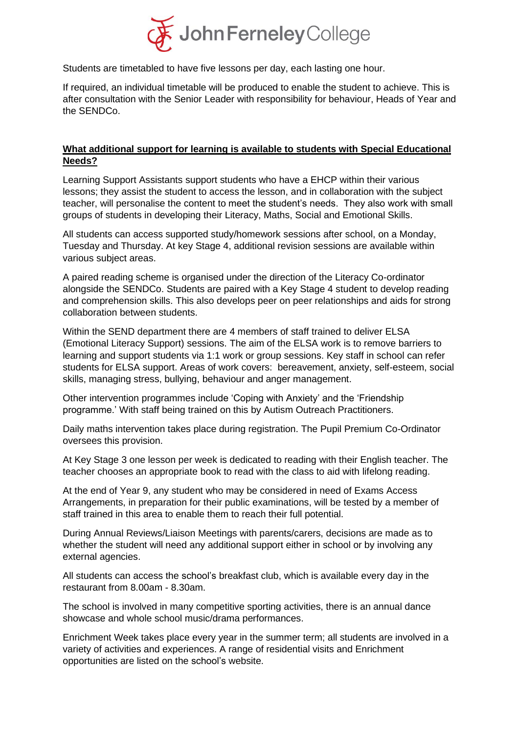Students are timetabled to have five lessons per day, each lasting one hour.

If required, an individual timetable will be produced to enable the student to achieve. This is after consultation with the Senior Leader with responsibility for behaviour, Heads of Year and the SENDCo.

## **What additional support for learning is available to students with Special Educational Needs?**

Learning Support Assistants support students who have a EHCP within their various lessons; they assist the student to access the lesson, and in collaboration with the subject teacher, will personalise the content to meet the student's needs. They also work with small groups of students in developing their Literacy, Maths, Social and Emotional Skills.

All students can access supported study/homework sessions after school, on a Monday, Tuesday and Thursday. At key Stage 4, additional revision sessions are available within various subject areas.

A paired reading scheme is organised under the direction of the Literacy Co-ordinator alongside the SENDCo. Students are paired with a Key Stage 4 student to develop reading and comprehension skills. This also develops peer on peer relationships and aids for strong collaboration between students.

Within the SEND department there are 4 members of staff trained to deliver ELSA (Emotional Literacy Support) sessions. The aim of the ELSA work is to remove barriers to learning and support students via 1:1 work or group sessions. Key staff in school can refer students for ELSA support. Areas of work covers: bereavement, anxiety, self-esteem, social skills, managing stress, bullying, behaviour and anger management.

Other intervention programmes include 'Coping with Anxiety' and the 'Friendship programme.' With staff being trained on this by Autism Outreach Practitioners.

Daily maths intervention takes place during registration. The Pupil Premium Co-Ordinator oversees this provision.

At Key Stage 3 one lesson per week is dedicated to reading with their English teacher. The teacher chooses an appropriate book to read with the class to aid with lifelong reading.

At the end of Year 9, any student who may be considered in need of Exams Access Arrangements, in preparation for their public examinations, will be tested by a member of staff trained in this area to enable them to reach their full potential.

During Annual Reviews/Liaison Meetings with parents/carers, decisions are made as to whether the student will need any additional support either in school or by involving any external agencies.

All students can access the school's breakfast club, which is available every day in the restaurant from 8.00am - 8.30am.

The school is involved in many competitive sporting activities, there is an annual dance showcase and whole school music/drama performances.

Enrichment Week takes place every year in the summer term; all students are involved in a variety of activities and experiences. A range of residential visits and Enrichment opportunities are listed on the school's website.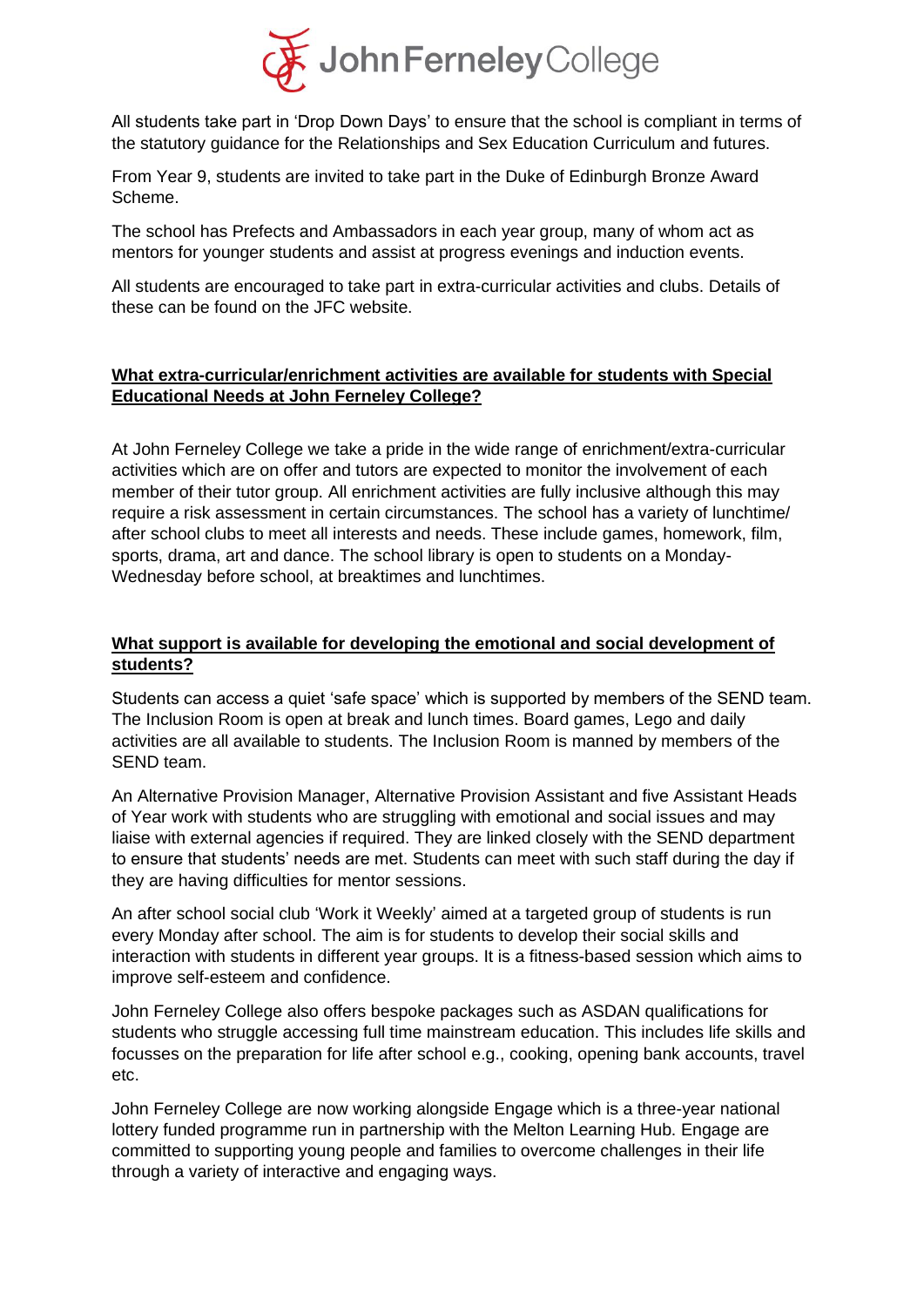All students take part in 'Drop Down Days' to ensure that the school is compliant in terms of the statutory guidance for the Relationships and Sex Education Curriculum and futures.

From Year 9, students are invited to take part in the Duke of Edinburgh Bronze Award Scheme.

The school has Prefects and Ambassadors in each year group, many of whom act as mentors for younger students and assist at progress evenings and induction events.

All students are encouraged to take part in extra-curricular activities and clubs. Details of these can be found on the JFC website.

## What extra-curricular/enrichment activities are available for students with Special Educational Needs at John Ferneley College?

At John Ferneley College we take a pride in the wide range of enrichment/extra-curricular activities which are on offer and tutors are expected to monitor the involvement of each member of their tutor group. All enrichment activities are fully inclusive although this may require a risk assessment in certain circumstances. The school has a variety of lunchtime/ after school clubs to meet all interests and needs. These include games, homework, film, sports, drama, art and dance. The school library is open to students on a Monday-Wednesday before school, at breaktimes and lunchtimes.

## What support is available for developing the emotional and social development of students?

Students can access a quiet 'safe space' which is supported by members of the SEND team. The Inclusion Room is open at break and lunch times. Board games, Lego and daily activities are all available to students. The Inclusion Room is manned by members of the SEND team.

An Alternative Provision Manager, Alternative Provision Assistant and five Assistant Heads of Year work with students who are struggling with emotional and social issues and may liaise with external agencies if required. They are linked closely with the SEND department to ensure that students' needs are met. Students can meet with such staff during the day if they are having difficulties for mentor sessions.

An after school social club 'Work it Weekly' aimed at a targeted group of students is run every Monday after school. The aim is for students to develop their social skills and interaction with students in different year groups. It is a fitness-based session which aims to improve self-esteem and confidence.

John Ferneley College also offers bespoke packages such as ASDAN qualifications for students who struggle accessing full time mainstream education. This includes life skills and focusses on the preparation for life after school e.g., cooking, opening bank accounts, travel etc.

John Ferneley College are now working alongside Engage which is a three-year national lottery funded programme run in partnership with the Melton Learning Hub. Engage are committed to supporting young people and families to overcome challenges in their life through a variety of interactive and engaging ways.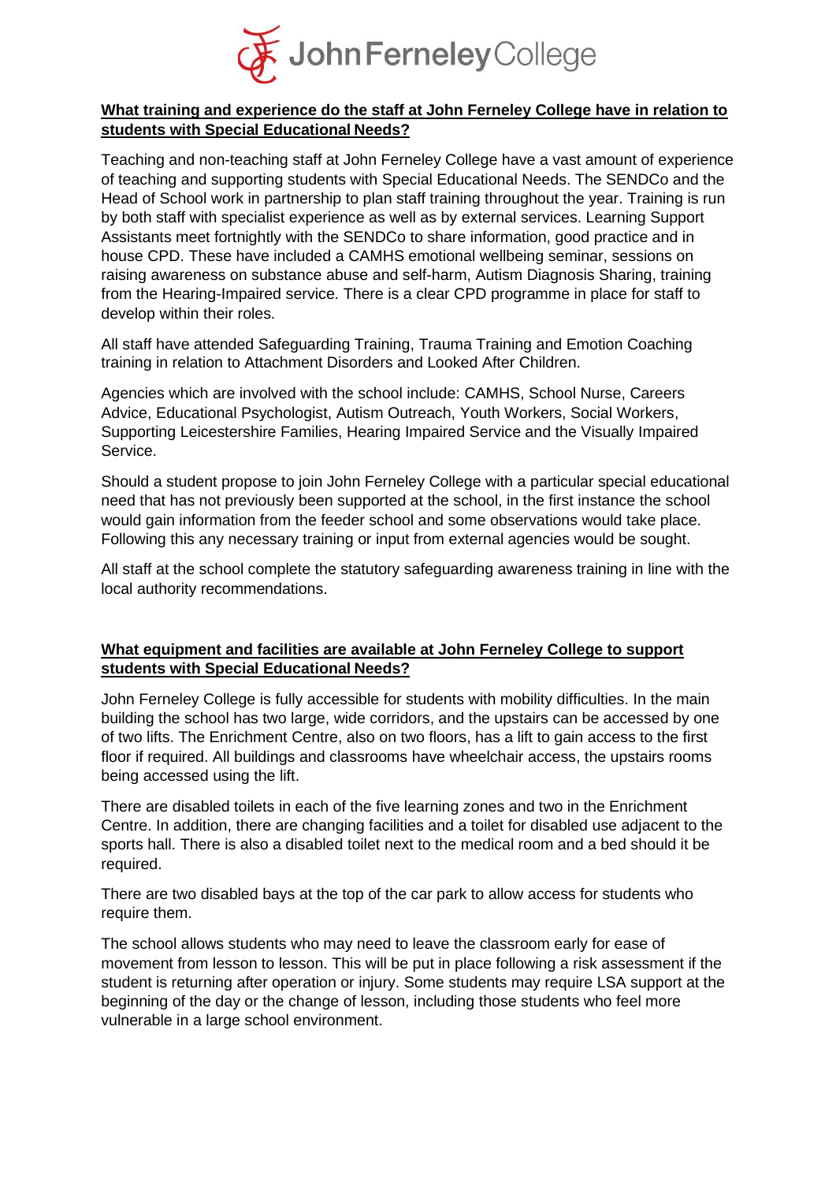## What training and experience do the staff at John Ferneley College have in relation to students with Special Educational Needs?

Teaching and non-teaching staff at John Ferneley College have a vast amount of experience of teaching and supporting students with Special Educational Needs. The SENDCo and the Head of School work in partnership to plan staff training throughout the year. Training is run by both staff with specialist experience as well as by external services. Learning Support Assistants meet fortnightly with the SENDCo to share information, good practice and in house CPD. These have included a CAMHS emotional wellbeing seminar, sessions on raising awareness on substance abuse and self-harm, Autism Diagnosis Sharing, training from the Hearing-Impaired service. There is a clear CPD programme in place for staff to develop within their roles.

All staff have attended Safeguarding Training, Trauma Training and Emotion Coaching training in relation to Attachment Disorders and Looked After Children.

Agencies which are involved with the school include: CAMHS, School Nurse, Careers Advice, Educational Psychologist, Autism Outreach, Youth Workers, Social Workers, Supporting Leicestershire Families, Hearing Impaired Service and the Visually Impaired Service.

Should a student propose to join John Ferneley College with a particular special educational need that has not previously been supported at the school, in the first instance the school would gain information from the feeder school and some observations would take place. Following this any necessary training or input from external agencies would be sought.

All staff at the school complete the statutory safeguarding awareness training in line with the local authority recommendations.

## What equipment and facilities are available at John Ferneley College to support students with Special Educational Needs?

John Ferneley College is fully accessible for students with mobility difficulties. In the main building the school has two large, wide corridors, and the upstairs can be accessed by one of two lifts. The Enrichment Centre, also on two floors, has a lift to gain access to the first floor if required. All buildings and classrooms have wheelchair access, the upstairs rooms being accessed using the lift.

There are disabled toilets in each of the five learning zones and two in the Enrichment Centre. In addition, there are changing facilities and a toilet for disabled use adjacent to the sports hall. There is also a disabled toilet next to the medical room and a bed should it be required.

There are two disabled bays at the top of the car park to allow access for students who require them.

The school allows students who may need to leave the classroom early for ease of movement from lesson to lesson. This will be put in place following a risk assessment if the student is returning after operation or injury. Some students may require LSA support at the beginning of the day or the change of lesson, including those students who feel more vulnerable in a large school environment.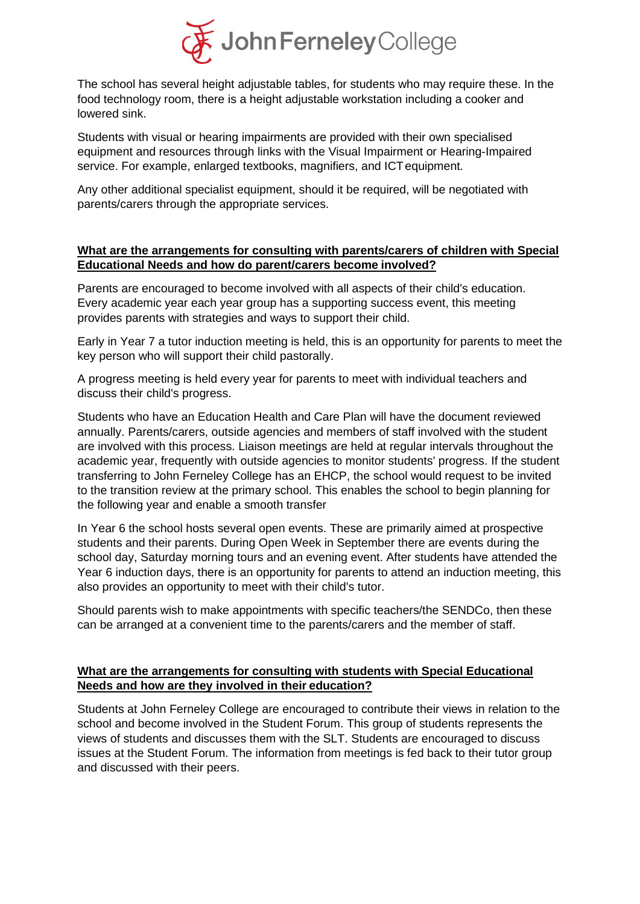The school has several height adjustable tables, for students who may require these. In the food technology room, there is a height adjustable workstation including a cooker and lowered sink.

Students with visual or hearing impairments are provided with their own specialised equipment and resources through links with the Visual Impairment or Hearing-Impaired service. For example, enlarged textbooks, magnifiers, and ICT equipment.

Any other additional specialist equipment, should it be required, will be negotiated with parents/carers through the appropriate services.

## <u>What are the arrangements for consulting with parents/carers of children with Special Educational Needs and how do parent/carers become involved?</u>

Parents are encouraged to become involved with all aspects of their child's education. Every academic year each year group has a supporting success event, this meeting provides parents with strategies and ways to support their child.

Early in Year 7 a tutor induction meeting is held, this is an opportunity for parents to meet the key person who will support their child pastorally.

A progress meeting is held every year for parents to meet with individual teachers and discuss their child's progress.

Students who have an Education Health and Care Plan will have the document reviewed annually. Parents/carers, outside agencies and members of staff involved with the student are involved with this process. Liaison meetings are held at regular intervals throughout the academic year, frequently with outside agencies to monitor students' progress. If the student transferring to John Ferneley College has an EHCP, the school would request to be invited to the transition review at the primary school. This enables the school to begin planning for the following year and enable a smooth transfer

In Year 6 the school hosts several open events. These are primarily aimed at prospective students and their parents. During Open Week in September there are events during the school day, Saturday morning tours and an evening event. After students have attended the Year 6 induction days, there is an opportunity for parents to attend an induction meeting, this also provides an opportunity to meet with their child's tutor.

Should parents wish to make appointments with specific teachers/the SENDCo, then these can be arranged at a convenient time to the parents/carers and the member of staff.

## <u>What are the arrangements for consulting with students with Special Educational Needs and how are they involved in their education?</u>

Students at John Ferneley College are encouraged to contribute their views in relation to the school and become involved in the Student Forum. This group of students represents the views of students and discusses them with the SLT. Students are encouraged to discuss issues at the Student Forum. The information from meetings is fed back to their tutor group and discussed with their peers.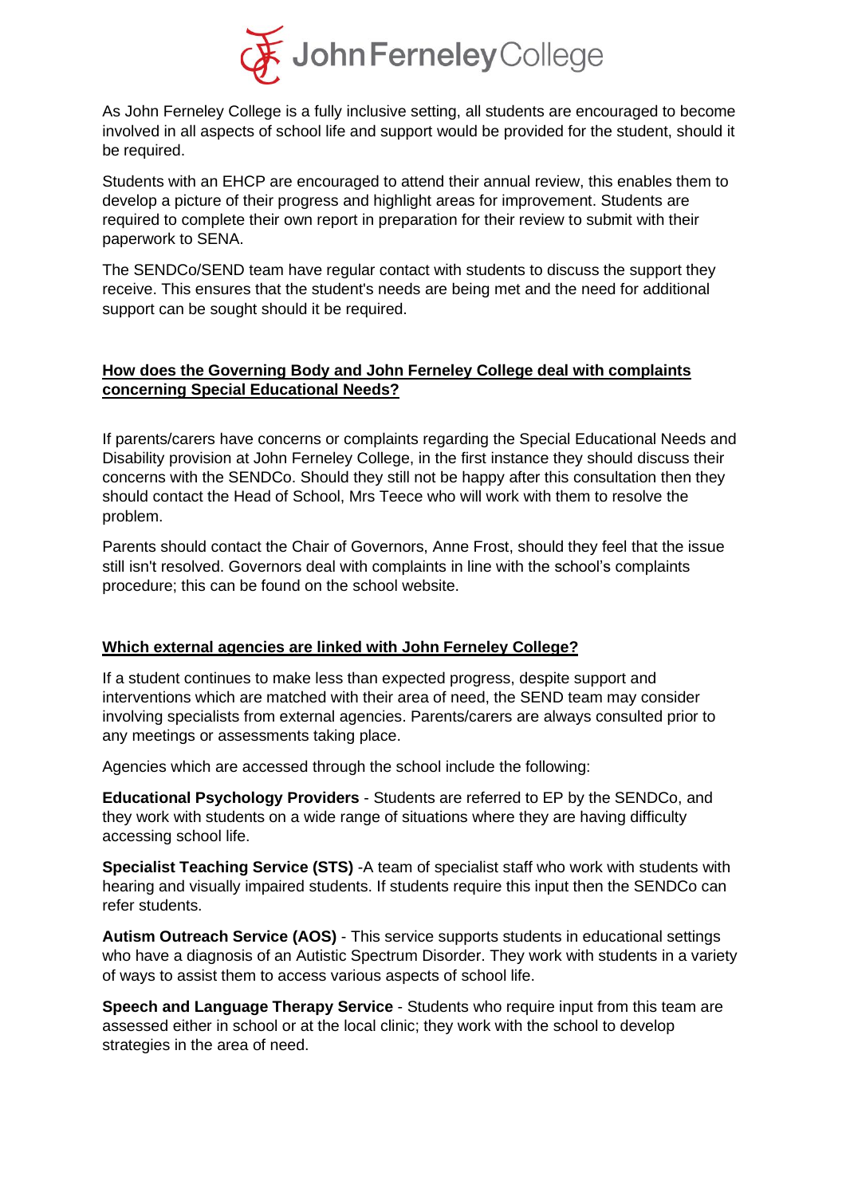As John Ferneley College is a fully inclusive setting, all students are encouraged to become involved in all aspects of school life and support would be provided for the student, should it be required.

Students with an EHCP are encouraged to attend their annual review, this enables them to develop a picture of their progress and highlight areas for improvement. Students are required to complete their own report in preparation for their review to submit with their paperwork to SENA.

The SENDCo/SEND team have regular contact with students to discuss the support they receive. This ensures that the student's needs are being met and the need for additional support can be sought should it be required.

## How does the Governing Body and John Ferneley College deal with complaints concerning Special Educational Needs?

If parents/carers have concerns or complaints regarding the Special Educational Needs and Disability provision at John Ferneley College, in the first instance they should discuss their concerns with the SENDCo. Should they still not be happy after this consultation then they should contact the Head of School, Mrs Teece who will work with them to resolve the problem.

Parents should contact the Chair of Governors, Anne Frost, should they feel that the issue still isn't resolved. Governors deal with complaints in line with the school's complaints procedure; this can be found on the school website.

## Which external agencies are linked with John Ferneley College?

If a student continues to make less than expected progress, despite support and interventions which are matched with their area of need, the SEND team may consider involving specialists from external agencies. Parents/carers are always consulted prior to any meetings or assessments taking place.

Agencies which are accessed through the school include the following:

**Educational Psychology Providers** - Students are referred to EP by the SENDCo, and they work with students on a wide range of situations where they are having difficulty accessing school life.

**Specialist Teaching Service (STS)** -A team of specialist staff who work with students with hearing and visually impaired students. If students require this input then the SENDCo can refer students.

**Autism Outreach Service (AOS)** - This service supports students in educational settings who have a diagnosis of an Autistic Spectrum Disorder. They work with students in a variety of ways to assist them to access various aspects of school life.

**Speech and Language Therapy Service** - Students who require input from this team are assessed either in school or at the local clinic; they work with the school to develop strategies in the area of need.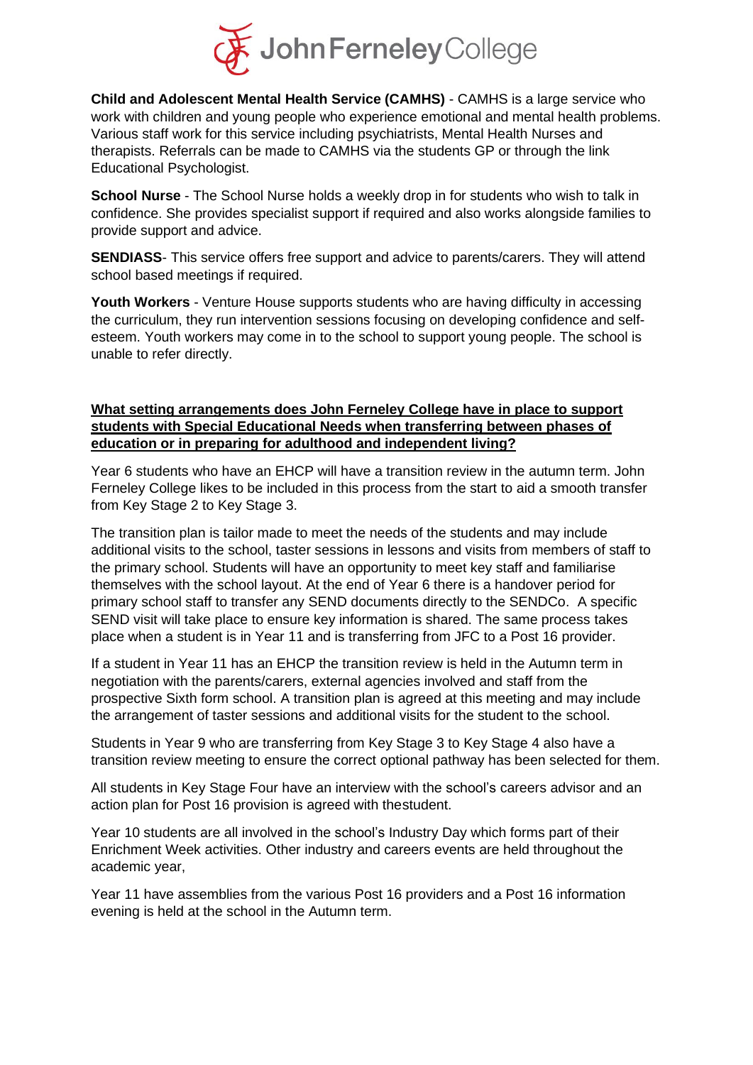**Child and Adolescent Mental Health Service (CAMHS)** - CAMHS is a large service who work with children and young people who experience emotional and mental health problems. Various staff work for this service including psychiatrists, Mental Health Nurses and therapists. Referrals can be made to CAMHS via the students GP or through the link Educational Psychologist.

**School Nurse** - The School Nurse holds a weekly drop in for students who wish to talk in confidence. She provides specialist support if required and also works alongside families to provide support and advice.

**SENDIASS**- This service offers free support and advice to parents/carers. They will attend school based meetings if required.

**Youth Workers** - Venture House supports students who are having difficulty in accessing the curriculum, they run intervention sessions focusing on developing confidence and self-esteem. Youth workers may come in to the school to support young people. The school is unable to refer directly.

**<u>What setting arrangements does John Ferneley College have in place to support students with Special Educational Needs when transferring between phases of education or in preparing for adulthood and independent living?</u>**

Year 6 students who have an EHCP will have a transition review in the autumn term. John Ferneley College likes to be included in this process from the start to aid a smooth transfer from Key Stage 2 to Key Stage 3.

The transition plan is tailor made to meet the needs of the students and may include additional visits to the school, taster sessions in lessons and visits from members of staff to the primary school. Students will have an opportunity to meet key staff and familiarise themselves with the school layout. At the end of Year 6 there is a handover period for primary school staff to transfer any SEND documents directly to the SENDCo. A specific SEND visit will take place to ensure key information is shared. The same process takes place when a student is in Year 11 and is transferring from JFC to a Post 16 provider.

If a student in Year 11 has an EHCP the transition review is held in the Autumn term in negotiation with the parents/carers, external agencies involved and staff from the prospective Sixth form school. A transition plan is agreed at this meeting and may include the arrangement of taster sessions and additional visits for the student to the school.

Students in Year 9 who are transferring from Key Stage 3 to Key Stage 4 also have a transition review meeting to ensure the correct optional pathway has been selected for them.

All students in Key Stage Four have an interview with the school's careers advisor and an action plan for Post 16 provision is agreed with thestudent.

Year 10 students are all involved in the school's Industry Day which forms part of their Enrichment Week activities. Other industry and careers events are held throughout the academic year,

Year 11 have assemblies from the various Post 16 providers and a Post 16 information evening is held at the school in the Autumn term.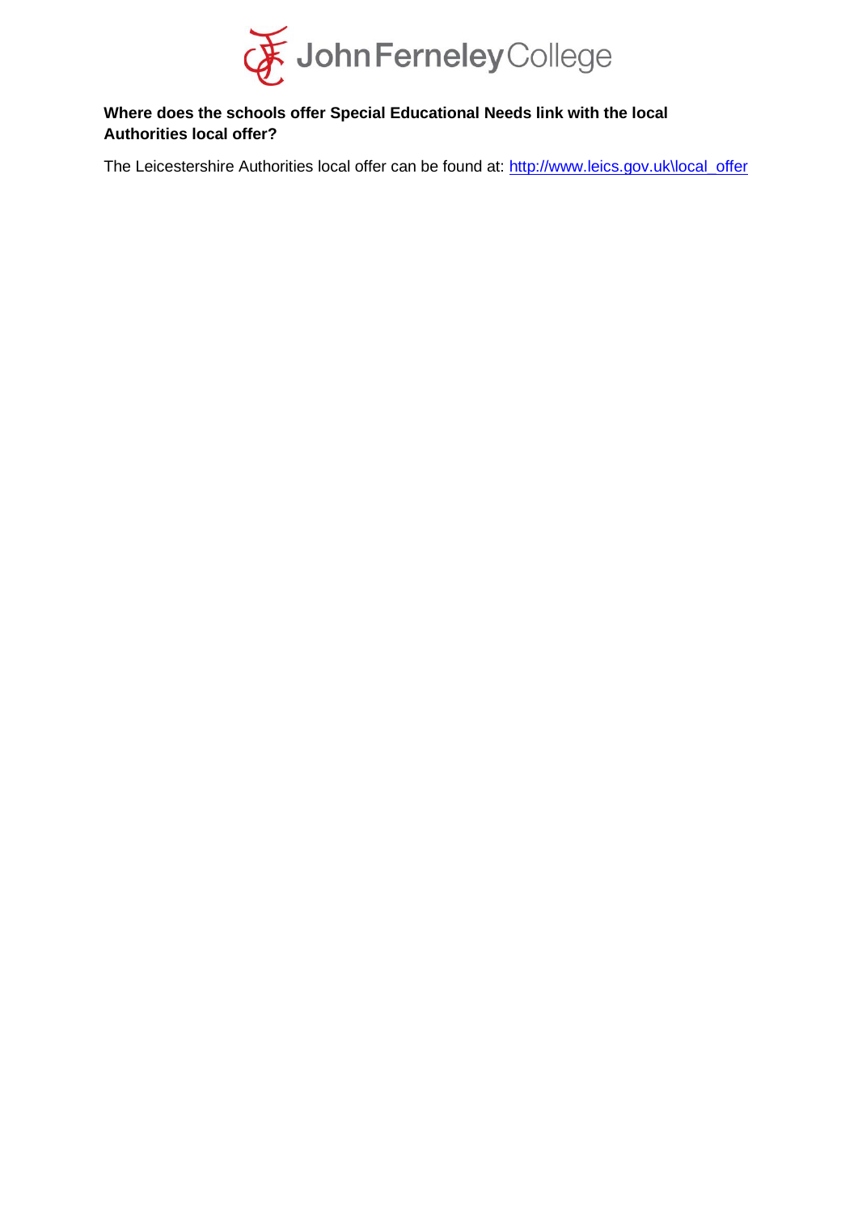**Where does the schools offer Special Educational Needs link with the local Authorities local offer?**

The Leicestershire Authorities local offer can be found at: http://www.leics.gov.uk\local_offer